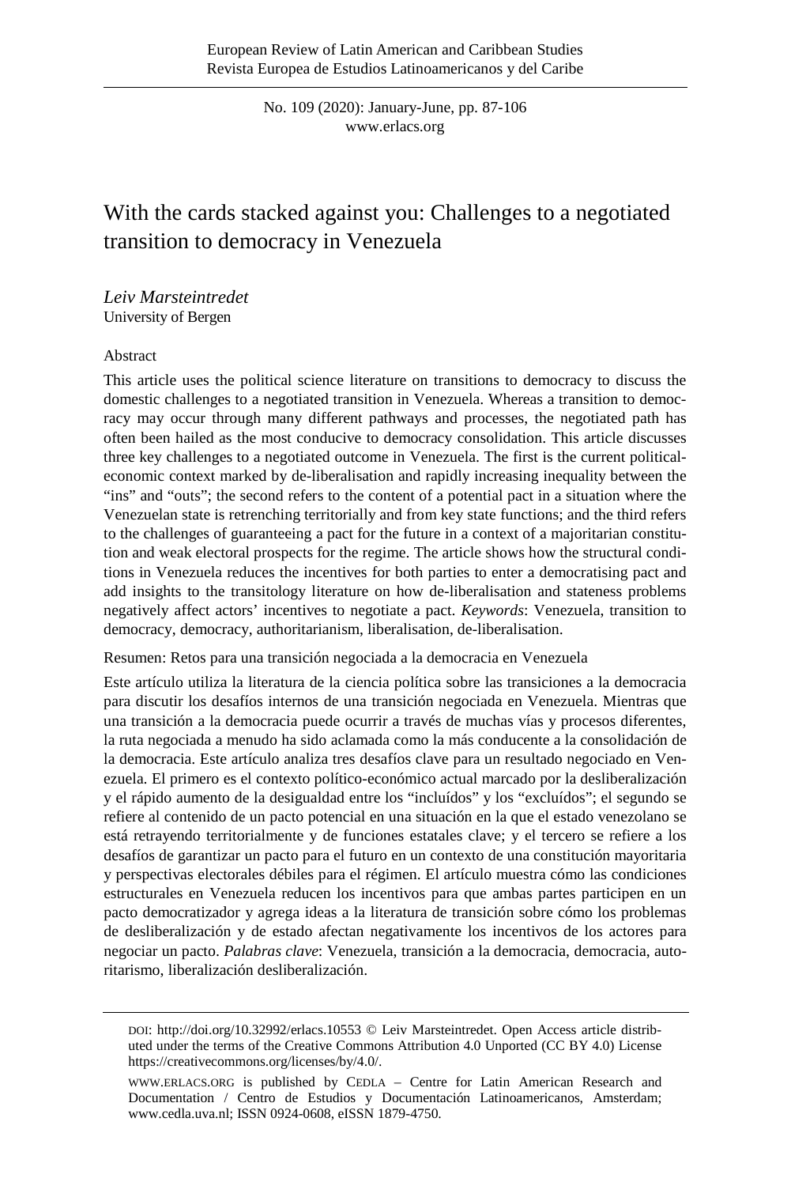# With the cards stacked against you: Challenges to a negotiated transition to democracy in Venezuela

*Leiv Marsteintredet*
University of Bergen

## Abstract

This article uses the political science literature on transitions to democracy to discuss the domestic challenges to a negotiated transition in Venezuela. Whereas a transition to democracy may occur through many different pathways and processes, the negotiated path has often been hailed as the most conducive to democracy consolidation. This article discusses three key challenges to a negotiated outcome in Venezuela. The first is the current political-economic context marked by de-liberalisation and rapidly increasing inequality between the "ins" and "outs"; the second refers to the content of a potential pact in a situation where the Venezuelan state is retrenching territorially and from key state functions; and the third refers to the challenges of guaranteeing a pact for the future in a context of a majoritarian constitution and weak electoral prospects for the regime. The article shows how the structural conditions in Venezuela reduces the incentives for both parties to enter a democratising pact and add insights to the transitology literature on how de-liberalisation and stateness problems negatively affect actors' incentives to negotiate a pact. *Keywords*: Venezuela, transition to democracy, democracy, authoritarianism, liberalisation, de-liberalisation.

Resumen: Retos para una transición negociada a la democracia en Venezuela

Este artículo utiliza la literatura de la ciencia política sobre las transiciones a la democracia para discutir los desafíos internos de una transición negociada en Venezuela. Mientras que una transición a la democracia puede ocurrir a través de muchas vías y procesos diferentes, la ruta negociada a menudo ha sido aclamada como la más conducente a la consolidación de la democracia. Este artículo analiza tres desafíos clave para un resultado negociado en Venezuela. El primero es el contexto político-económico actual marcado por la desliberalización y el rápido aumento de la desigualdad entre los "incluídos" y los "excluídos"; el segundo se refiere al contenido de un pacto potencial en una situación en la que el estado venezolano se está retrayendo territorialmente y de funciones estatales clave; y el tercero se refiere a los desafíos de garantizar un pacto para el futuro en un contexto de una constitución mayoritaria y perspectivas electorales débiles para el régimen. El artículo muestra cómo las condiciones estructurales en Venezuela reducen los incentivos para que ambas partes participen en un pacto democratizador y agrega ideas a la literatura de transición sobre cómo los problemas de desliberalización y de estado afectan negativamente los incentivos de los actores para negociar un pacto. *Palabras clave*: Venezuela, transición a la democracia, democracia, autoritarismo, liberalización desliberalización.

---

DOI: http://doi.org/10.32992/erlacs.10553 © Leiv Marsteintredet. Open Access article distributed under the terms of the Creative Commons Attribution 4.0 Unported (CC BY 4.0) License https://creativecommons.org/licenses/by/4.0/.

WWW.ERLACS.ORG is published by CEDLA – Centre for Latin American Research and Documentation / Centro de Estudios y Documentación Latinoamericanos, Amsterdam; www.cedla.uva.nl; ISSN 0924-0608, eISSN 1879-4750.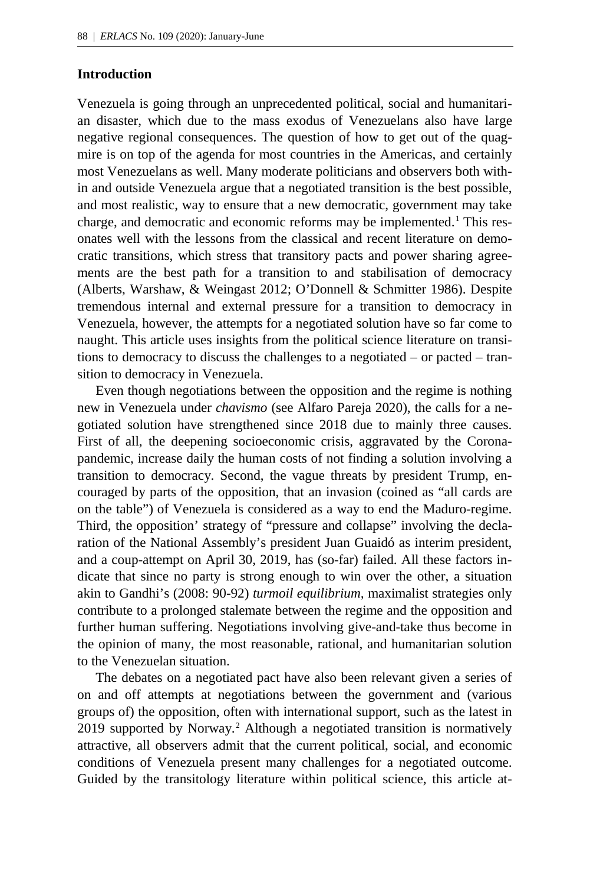## Introduction

Venezuela is going through an unprecedented political, social and humanitarian disaster, which due to the mass exodus of Venezuelans also have large negative regional consequences. The question of how to get out of the quagmire is on top of the agenda for most countries in the Americas, and certainly most Venezuelans as well. Many moderate politicians and observers both within and outside Venezuela argue that a negotiated transition is the best possible, and most realistic, way to ensure that a new democratic, government may take charge, and democratic and economic reforms may be implemented.[1] This resonates well with the lessons from the classical and recent literature on democratic transitions, which stress that transitory pacts and power sharing agreements are the best path for a transition to and stabilisation of democracy (Alberts, Warshaw, & Weingast 2012; O'Donnell & Schmitter 1986). Despite tremendous internal and external pressure for a transition to democracy in Venezuela, however, the attempts for a negotiated solution have so far come to naught. This article uses insights from the political science literature on transitions to democracy to discuss the challenges to a negotiated – or pacted – transition to democracy in Venezuela.

Even though negotiations between the opposition and the regime is nothing new in Venezuela under *chavismo* (see Alfaro Pareja 2020), the calls for a negotiated solution have strengthened since 2018 due to mainly three causes. First of all, the deepening socioeconomic crisis, aggravated by the Corona-pandemic, increase daily the human costs of not finding a solution involving a transition to democracy. Second, the vague threats by president Trump, encouraged by parts of the opposition, that an invasion (coined as "all cards are on the table") of Venezuela is considered as a way to end the Maduro-regime. Third, the opposition' strategy of "pressure and collapse" involving the declaration of the National Assembly's president Juan Guaidó as interim president, and a coup-attempt on April 30, 2019, has (so-far) failed. All these factors indicate that since no party is strong enough to win over the other, a situation akin to Gandhi's (2008: 90-92) *turmoil equilibrium*, maximalist strategies only contribute to a prolonged stalemate between the regime and the opposition and further human suffering. Negotiations involving give-and-take thus become in the opinion of many, the most reasonable, rational, and humanitarian solution to the Venezuelan situation.

The debates on a negotiated pact have also been relevant given a series of on and off attempts at negotiations between the government and (various groups of) the opposition, often with international support, such as the latest in 2019 supported by Norway.[2] Although a negotiated transition is normatively attractive, all observers admit that the current political, social, and economic conditions of Venezuela present many challenges for a negotiated outcome. Guided by the transitology literature within political science, this article at-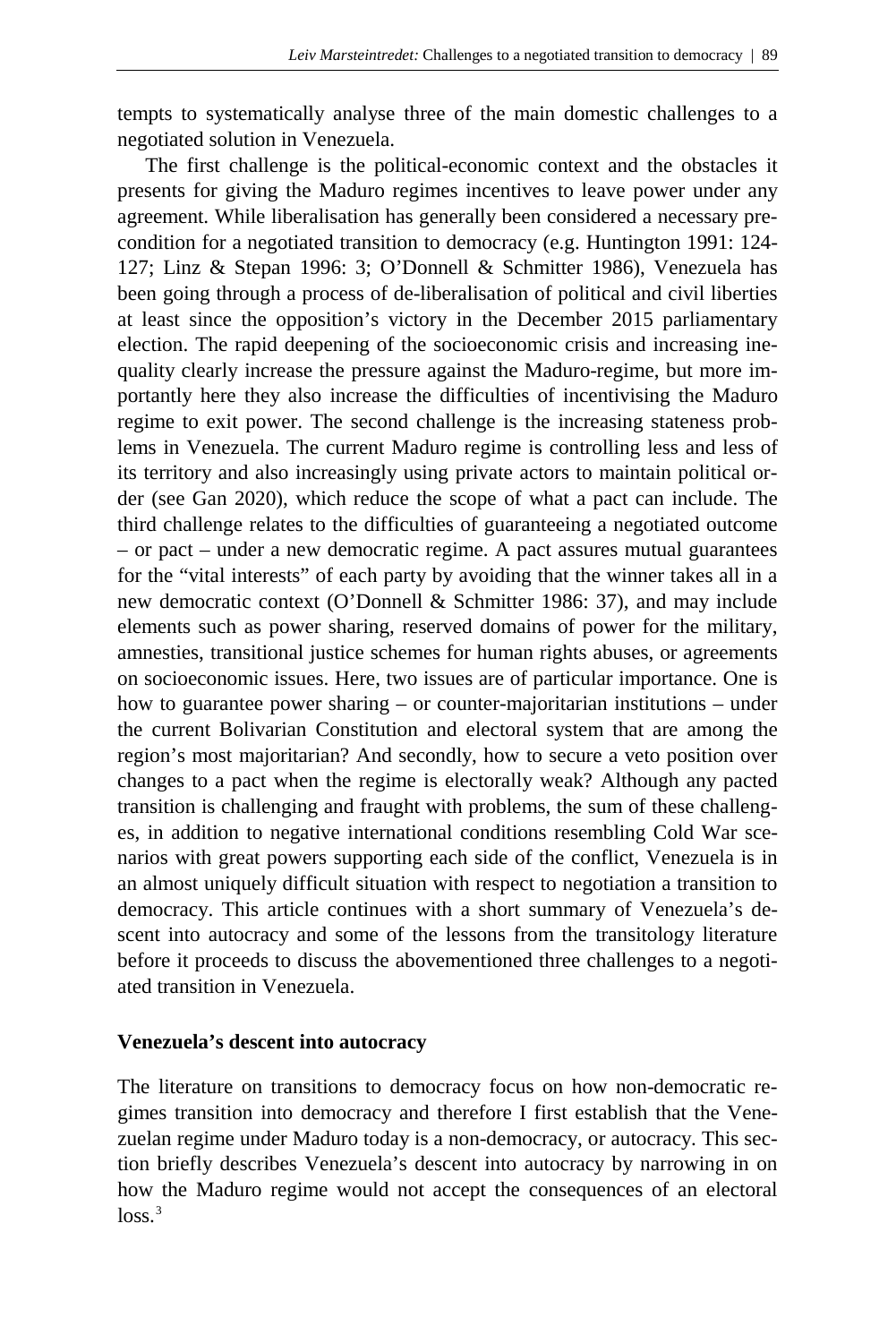tempts to systematically analyse three of the main domestic challenges to a negotiated solution in Venezuela.

The first challenge is the political-economic context and the obstacles it presents for giving the Maduro regimes incentives to leave power under any agreement. While liberalisation has generally been considered a necessary precondition for a negotiated transition to democracy (e.g. Huntington 1991: 124-127; Linz & Stepan 1996: 3; O'Donnell & Schmitter 1986), Venezuela has been going through a process of de-liberalisation of political and civil liberties at least since the opposition's victory in the December 2015 parliamentary election. The rapid deepening of the socioeconomic crisis and increasing inequality clearly increase the pressure against the Maduro-regime, but more importantly here they also increase the difficulties of incentivising the Maduro regime to exit power. The second challenge is the increasing stateness problems in Venezuela. The current Maduro regime is controlling less and less of its territory and also increasingly using private actors to maintain political order (see Gan 2020), which reduce the scope of what a pact can include. The third challenge relates to the difficulties of guaranteeing a negotiated outcome – or pact – under a new democratic regime. A pact assures mutual guarantees for the "vital interests" of each party by avoiding that the winner takes all in a new democratic context (O'Donnell & Schmitter 1986: 37), and may include elements such as power sharing, reserved domains of power for the military, amnesties, transitional justice schemes for human rights abuses, or agreements on socioeconomic issues. Here, two issues are of particular importance. One is how to guarantee power sharing – or counter-majoritarian institutions – under the current Bolivarian Constitution and electoral system that are among the region's most majoritarian? And secondly, how to secure a veto position over changes to a pact when the regime is electorally weak? Although any pacted transition is challenging and fraught with problems, the sum of these challenges, in addition to negative international conditions resembling Cold War scenarios with great powers supporting each side of the conflict, Venezuela is in an almost uniquely difficult situation with respect to negotiation a transition to democracy. This article continues with a short summary of Venezuela's descent into autocracy and some of the lessons from the transitology literature before it proceeds to discuss the abovementioned three challenges to a negotiated transition in Venezuela.

## Venezuela's descent into autocracy

The literature on transitions to democracy focus on how non-democratic regimes transition into democracy and therefore I first establish that the Venezuelan regime under Maduro today is a non-democracy, or autocracy. This section briefly describes Venezuela's descent into autocracy by narrowing in on how the Maduro regime would not accept the consequences of an electoral loss.[3]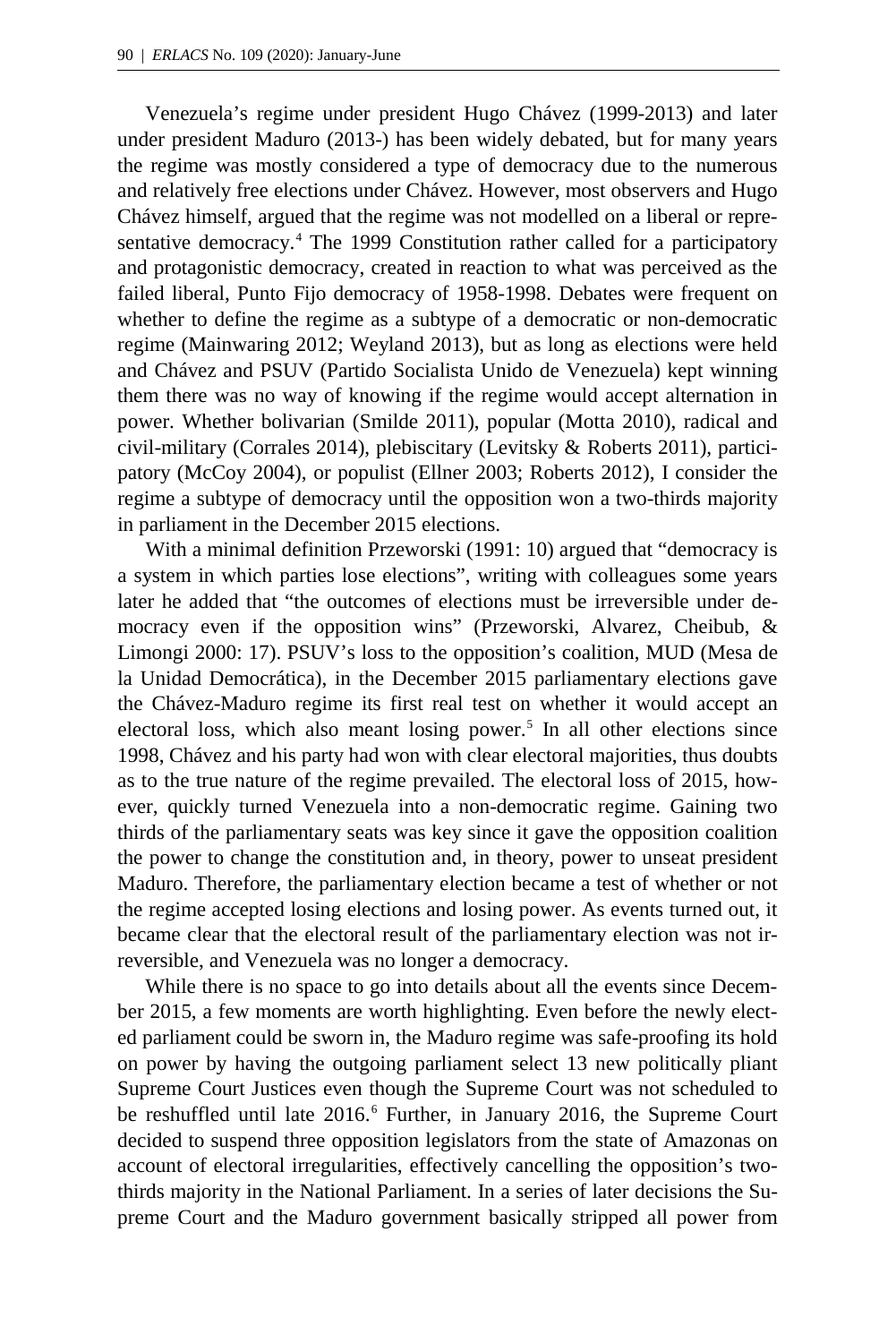Venezuela's regime under president Hugo Chávez (1999-2013) and later under president Maduro (2013-) has been widely debated, but for many years the regime was mostly considered a type of democracy due to the numerous and relatively free elections under Chávez. However, most observers and Hugo Chávez himself, argued that the regime was not modelled on a liberal or representative democracy.[4] The 1999 Constitution rather called for a participatory and protagonistic democracy, created in reaction to what was perceived as the failed liberal, Punto Fijo democracy of 1958-1998. Debates were frequent on whether to define the regime as a subtype of a democratic or non-democratic regime (Mainwaring 2012; Weyland 2013), but as long as elections were held and Chávez and PSUV (Partido Socialista Unido de Venezuela) kept winning them there was no way of knowing if the regime would accept alternation in power. Whether bolivarian (Smilde 2011), popular (Motta 2010), radical and civil-military (Corrales 2014), plebiscitary (Levitsky & Roberts 2011), participatory (McCoy 2004), or populist (Ellner 2003; Roberts 2012), I consider the regime a subtype of democracy until the opposition won a two-thirds majority in parliament in the December 2015 elections.

With a minimal definition Przeworski (1991: 10) argued that "democracy is a system in which parties lose elections", writing with colleagues some years later he added that "the outcomes of elections must be irreversible under democracy even if the opposition wins" (Przeworski, Alvarez, Cheibub, & Limongi 2000: 17). PSUV's loss to the opposition's coalition, MUD (Mesa de la Unidad Democrática), in the December 2015 parliamentary elections gave the Chávez-Maduro regime its first real test on whether it would accept an electoral loss, which also meant losing power.[5] In all other elections since 1998, Chávez and his party had won with clear electoral majorities, thus doubts as to the true nature of the regime prevailed. The electoral loss of 2015, however, quickly turned Venezuela into a non-democratic regime. Gaining two thirds of the parliamentary seats was key since it gave the opposition coalition the power to change the constitution and, in theory, power to unseat president Maduro. Therefore, the parliamentary election became a test of whether or not the regime accepted losing elections and losing power. As events turned out, it became clear that the electoral result of the parliamentary election was not irreversible, and Venezuela was no longer a democracy.

While there is no space to go into details about all the events since December 2015, a few moments are worth highlighting. Even before the newly elected parliament could be sworn in, the Maduro regime was safe-proofing its hold on power by having the outgoing parliament select 13 new politically pliant Supreme Court Justices even though the Supreme Court was not scheduled to be reshuffled until late 2016.[6] Further, in January 2016, the Supreme Court decided to suspend three opposition legislators from the state of Amazonas on account of electoral irregularities, effectively cancelling the opposition's two-thirds majority in the National Parliament. In a series of later decisions the Supreme Court and the Maduro government basically stripped all power from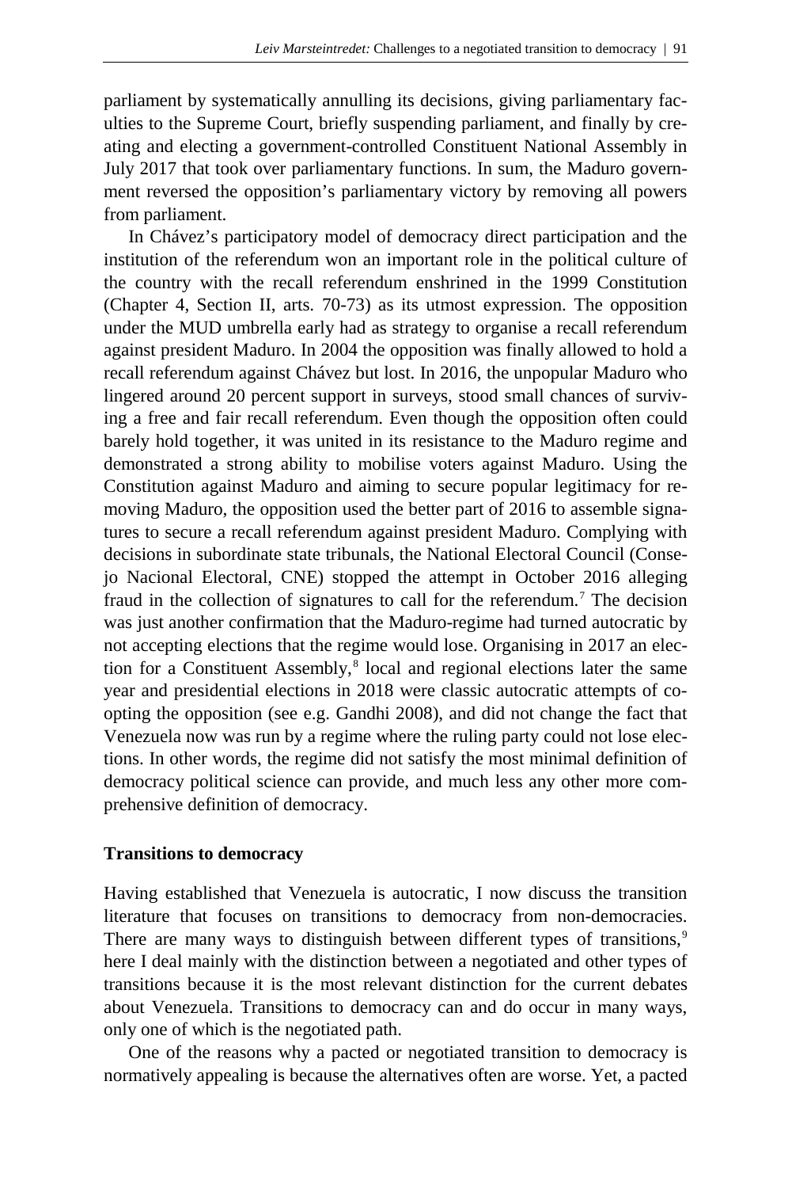parliament by systematically annulling its decisions, giving parliamentary faculties to the Supreme Court, briefly suspending parliament, and finally by creating and electing a government-controlled Constituent National Assembly in July 2017 that took over parliamentary functions. In sum, the Maduro government reversed the opposition's parliamentary victory by removing all powers from parliament.

In Chávez's participatory model of democracy direct participation and the institution of the referendum won an important role in the political culture of the country with the recall referendum enshrined in the 1999 Constitution (Chapter 4, Section II, arts. 70-73) as its utmost expression. The opposition under the MUD umbrella early had as strategy to organise a recall referendum against president Maduro. In 2004 the opposition was finally allowed to hold a recall referendum against Chávez but lost. In 2016, the unpopular Maduro who lingered around 20 percent support in surveys, stood small chances of surviving a free and fair recall referendum. Even though the opposition often could barely hold together, it was united in its resistance to the Maduro regime and demonstrated a strong ability to mobilise voters against Maduro. Using the Constitution against Maduro and aiming to secure popular legitimacy for removing Maduro, the opposition used the better part of 2016 to assemble signatures to secure a recall referendum against president Maduro. Complying with decisions in subordinate state tribunals, the National Electoral Council (Consejo Nacional Electoral, CNE) stopped the attempt in October 2016 alleging fraud in the collection of signatures to call for the referendum.[7] The decision was just another confirmation that the Maduro-regime had turned autocratic by not accepting elections that the regime would lose. Organising in 2017 an election for a Constituent Assembly,[8] local and regional elections later the same year and presidential elections in 2018 were classic autocratic attempts of coopting the opposition (see e.g. Gandhi 2008), and did not change the fact that Venezuela now was run by a regime where the ruling party could not lose elections. In other words, the regime did not satisfy the most minimal definition of democracy political science can provide, and much less any other more comprehensive definition of democracy.

## Transitions to democracy

Having established that Venezuela is autocratic, I now discuss the transition literature that focuses on transitions to democracy from non-democracies. There are many ways to distinguish between different types of transitions,[9] here I deal mainly with the distinction between a negotiated and other types of transitions because it is the most relevant distinction for the current debates about Venezuela. Transitions to democracy can and do occur in many ways, only one of which is the negotiated path.

One of the reasons why a pacted or negotiated transition to democracy is normatively appealing is because the alternatives often are worse. Yet, a pacted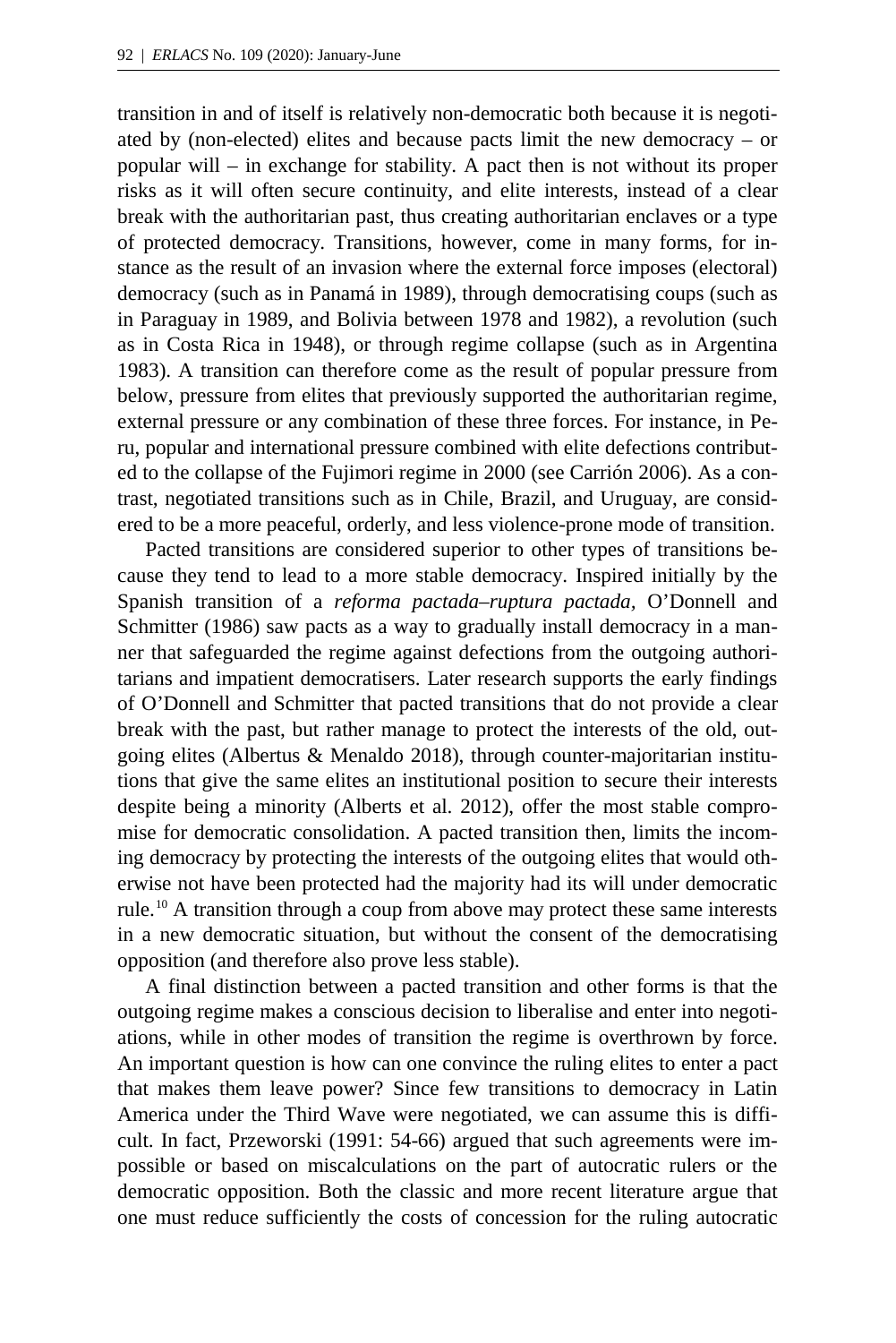transition in and of itself is relatively non-democratic both because it is negotiated by (non-elected) elites and because pacts limit the new democracy – or popular will – in exchange for stability. A pact then is not without its proper risks as it will often secure continuity, and elite interests, instead of a clear break with the authoritarian past, thus creating authoritarian enclaves or a type of protected democracy. Transitions, however, come in many forms, for instance as the result of an invasion where the external force imposes (electoral) democracy (such as in Panamá in 1989), through democratising coups (such as in Paraguay in 1989, and Bolivia between 1978 and 1982), a revolution (such as in Costa Rica in 1948), or through regime collapse (such as in Argentina 1983). A transition can therefore come as the result of popular pressure from below, pressure from elites that previously supported the authoritarian regime, external pressure or any combination of these three forces. For instance, in Peru, popular and international pressure combined with elite defections contributed to the collapse of the Fujimori regime in 2000 (see Carrión 2006). As a contrast, negotiated transitions such as in Chile, Brazil, and Uruguay, are considered to be a more peaceful, orderly, and less violence-prone mode of transition.

Pacted transitions are considered superior to other types of transitions because they tend to lead to a more stable democracy. Inspired initially by the Spanish transition of a *reforma pactada–ruptura pactada*, O'Donnell and Schmitter (1986) saw pacts as a way to gradually install democracy in a manner that safeguarded the regime against defections from the outgoing authoritarians and impatient democratisers. Later research supports the early findings of O'Donnell and Schmitter that pacted transitions that do not provide a clear break with the past, but rather manage to protect the interests of the old, outgoing elites (Albertus & Menaldo 2018), through counter-majoritarian institutions that give the same elites an institutional position to secure their interests despite being a minority (Alberts et al. 2012), offer the most stable compromise for democratic consolidation. A pacted transition then, limits the incoming democracy by protecting the interests of the outgoing elites that would otherwise not have been protected had the majority had its will under democratic rule.[10] A transition through a coup from above may protect these same interests in a new democratic situation, but without the consent of the democratising opposition (and therefore also prove less stable).

A final distinction between a pacted transition and other forms is that the outgoing regime makes a conscious decision to liberalise and enter into negotiations, while in other modes of transition the regime is overthrown by force. An important question is how can one convince the ruling elites to enter a pact that makes them leave power? Since few transitions to democracy in Latin America under the Third Wave were negotiated, we can assume this is difficult. In fact, Przeworski (1991: 54-66) argued that such agreements were impossible or based on miscalculations on the part of autocratic rulers or the democratic opposition. Both the classic and more recent literature argue that one must reduce sufficiently the costs of concession for the ruling autocratic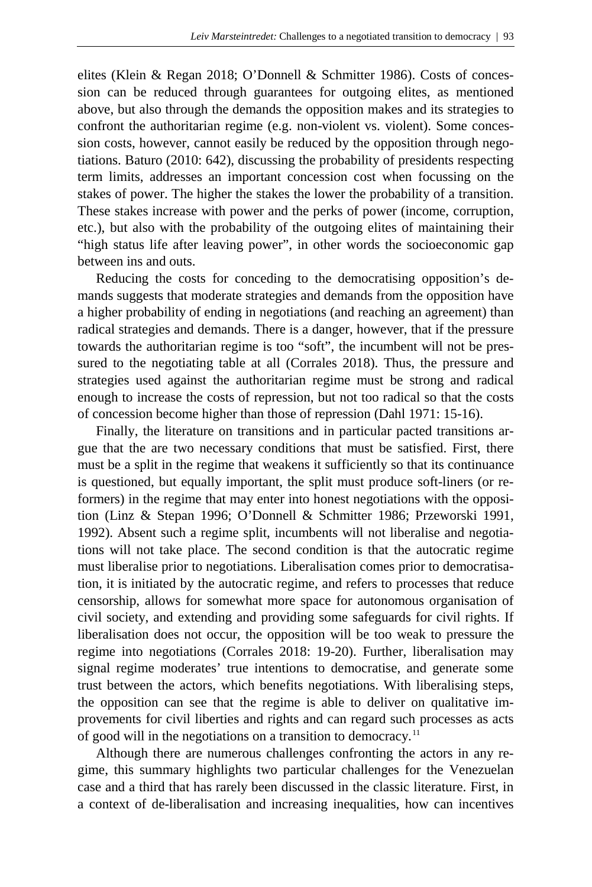elites (Klein & Regan 2018; O'Donnell & Schmitter 1986). Costs of concession can be reduced through guarantees for outgoing elites, as mentioned above, but also through the demands the opposition makes and its strategies to confront the authoritarian regime (e.g. non-violent vs. violent). Some concession costs, however, cannot easily be reduced by the opposition through negotiations. Baturo (2010: 642), discussing the probability of presidents respecting term limits, addresses an important concession cost when focussing on the stakes of power. The higher the stakes the lower the probability of a transition. These stakes increase with power and the perks of power (income, corruption, etc.), but also with the probability of the outgoing elites of maintaining their "high status life after leaving power", in other words the socioeconomic gap between ins and outs.

Reducing the costs for conceding to the democratising opposition's demands suggests that moderate strategies and demands from the opposition have a higher probability of ending in negotiations (and reaching an agreement) than radical strategies and demands. There is a danger, however, that if the pressure towards the authoritarian regime is too "soft", the incumbent will not be pressured to the negotiating table at all (Corrales 2018). Thus, the pressure and strategies used against the authoritarian regime must be strong and radical enough to increase the costs of repression, but not too radical so that the costs of concession become higher than those of repression (Dahl 1971: 15-16).

Finally, the literature on transitions and in particular pacted transitions argue that the are two necessary conditions that must be satisfied. First, there must be a split in the regime that weakens it sufficiently so that its continuance is questioned, but equally important, the split must produce soft-liners (or reformers) in the regime that may enter into honest negotiations with the opposition (Linz & Stepan 1996; O'Donnell & Schmitter 1986; Przeworski 1991, 1992). Absent such a regime split, incumbents will not liberalise and negotiations will not take place. The second condition is that the autocratic regime must liberalise prior to negotiations. Liberalisation comes prior to democratisation, it is initiated by the autocratic regime, and refers to processes that reduce censorship, allows for somewhat more space for autonomous organisation of civil society, and extending and providing some safeguards for civil rights. If liberalisation does not occur, the opposition will be too weak to pressure the regime into negotiations (Corrales 2018: 19-20). Further, liberalisation may signal regime moderates' true intentions to democratise, and generate some trust between the actors, which benefits negotiations. With liberalising steps, the opposition can see that the regime is able to deliver on qualitative improvements for civil liberties and rights and can regard such processes as acts of good will in the negotiations on a transition to democracy.[11]

Although there are numerous challenges confronting the actors in any regime, this summary highlights two particular challenges for the Venezuelan case and a third that has rarely been discussed in the classic literature. First, in a context of de-liberalisation and increasing inequalities, how can incentives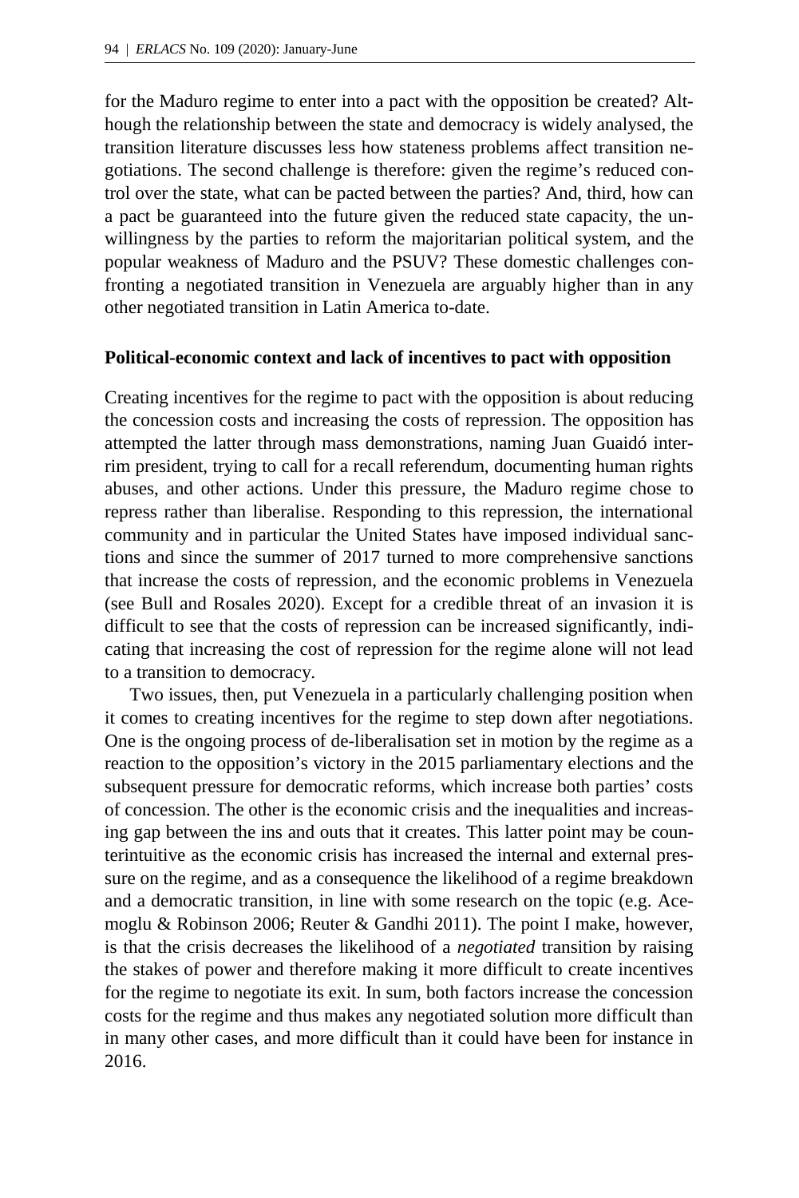for the Maduro regime to enter into a pact with the opposition be created? Although the relationship between the state and democracy is widely analysed, the transition literature discusses less how stateness problems affect transition negotiations. The second challenge is therefore: given the regime's reduced control over the state, what can be pacted between the parties? And, third, how can a pact be guaranteed into the future given the reduced state capacity, the unwillingness by the parties to reform the majoritarian political system, and the popular weakness of Maduro and the PSUV? These domestic challenges confronting a negotiated transition in Venezuela are arguably higher than in any other negotiated transition in Latin America to-date.

**Political-economic context and lack of incentives to pact with opposition**

Creating incentives for the regime to pact with the opposition is about reducing the concession costs and increasing the costs of repression. The opposition has attempted the latter through mass demonstrations, naming Juan Guaidó interim president, trying to call for a recall referendum, documenting human rights abuses, and other actions. Under this pressure, the Maduro regime chose to repress rather than liberalise. Responding to this repression, the international community and in particular the United States have imposed individual sanctions and since the summer of 2017 turned to more comprehensive sanctions that increase the costs of repression, and the economic problems in Venezuela (see Bull and Rosales 2020). Except for a credible threat of an invasion it is difficult to see that the costs of repression can be increased significantly, indicating that increasing the cost of repression for the regime alone will not lead to a transition to democracy.

Two issues, then, put Venezuela in a particularly challenging position when it comes to creating incentives for the regime to step down after negotiations. One is the ongoing process of de-liberalisation set in motion by the regime as a reaction to the opposition's victory in the 2015 parliamentary elections and the subsequent pressure for democratic reforms, which increase both parties' costs of concession. The other is the economic crisis and the inequalities and increasing gap between the ins and outs that it creates. This latter point may be counterintuitive as the economic crisis has increased the internal and external pressure on the regime, and as a consequence the likelihood of a regime breakdown and a democratic transition, in line with some research on the topic (e.g. Acemoglu & Robinson 2006; Reuter & Gandhi 2011). The point I make, however, is that the crisis decreases the likelihood of a *negotiated* transition by raising the stakes of power and therefore making it more difficult to create incentives for the regime to negotiate its exit. In sum, both factors increase the concession costs for the regime and thus makes any negotiated solution more difficult than in many other cases, and more difficult than it could have been for instance in 2016.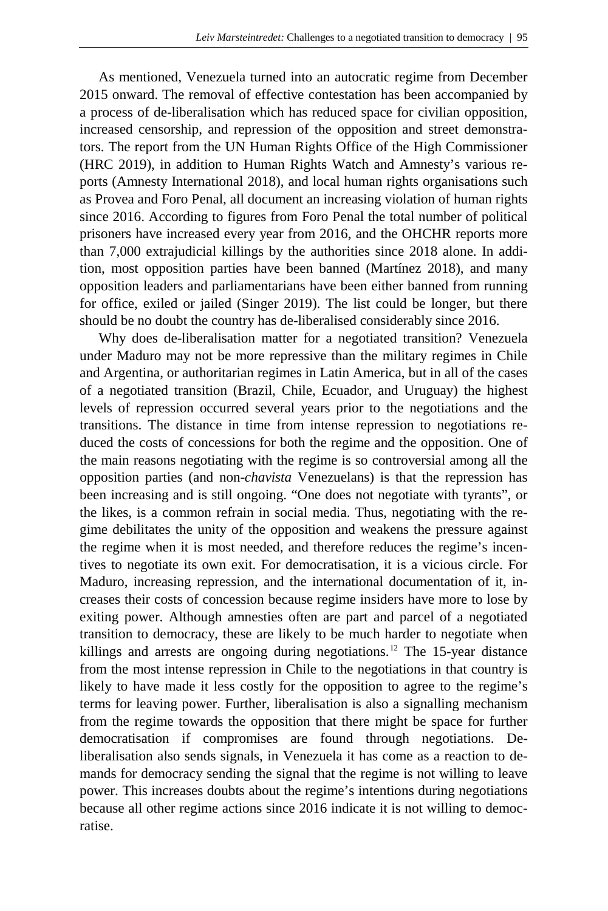As mentioned, Venezuela turned into an autocratic regime from December 2015 onward. The removal of effective contestation has been accompanied by a process of de-liberalisation which has reduced space for civilian opposition, increased censorship, and repression of the opposition and street demonstrators. The report from the UN Human Rights Office of the High Commissioner (HRC 2019), in addition to Human Rights Watch and Amnesty's various reports (Amnesty International 2018), and local human rights organisations such as Provea and Foro Penal, all document an increasing violation of human rights since 2016. According to figures from Foro Penal the total number of political prisoners have increased every year from 2016, and the OHCHR reports more than 7,000 extrajudicial killings by the authorities since 2018 alone. In addition, most opposition parties have been banned (Martínez 2018), and many opposition leaders and parliamentarians have been either banned from running for office, exiled or jailed (Singer 2019). The list could be longer, but there should be no doubt the country has de-liberalised considerably since 2016.

Why does de-liberalisation matter for a negotiated transition? Venezuela under Maduro may not be more repressive than the military regimes in Chile and Argentina, or authoritarian regimes in Latin America, but in all of the cases of a negotiated transition (Brazil, Chile, Ecuador, and Uruguay) the highest levels of repression occurred several years prior to the negotiations and the transitions. The distance in time from intense repression to negotiations reduced the costs of concessions for both the regime and the opposition. One of the main reasons negotiating with the regime is so controversial among all the opposition parties (and non-*chavista* Venezuelans) is that the repression has been increasing and is still ongoing. "One does not negotiate with tyrants", or the likes, is a common refrain in social media. Thus, negotiating with the regime debilitates the unity of the opposition and weakens the pressure against the regime when it is most needed, and therefore reduces the regime's incentives to negotiate its own exit. For democratisation, it is a vicious circle. For Maduro, increasing repression, and the international documentation of it, increases their costs of concession because regime insiders have more to lose by exiting power. Although amnesties often are part and parcel of a negotiated transition to democracy, these are likely to be much harder to negotiate when killings and arrests are ongoing during negotiations.[12] The 15-year distance from the most intense repression in Chile to the negotiations in that country is likely to have made it less costly for the opposition to agree to the regime's terms for leaving power. Further, liberalisation is also a signalling mechanism from the regime towards the opposition that there might be space for further democratisation if compromises are found through negotiations. De-liberalisation also sends signals, in Venezuela it has come as a reaction to demands for democracy sending the signal that the regime is not willing to leave power. This increases doubts about the regime's intentions during negotiations because all other regime actions since 2016 indicate it is not willing to democratise.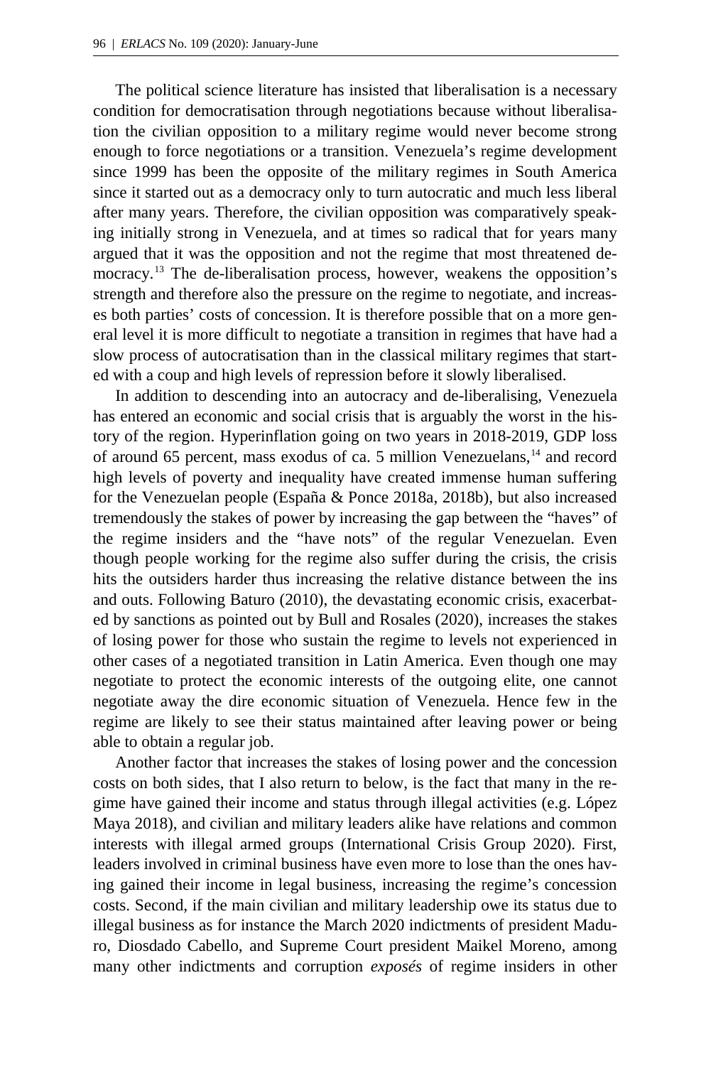The political science literature has insisted that liberalisation is a necessary condition for democratisation through negotiations because without liberalisation the civilian opposition to a military regime would never become strong enough to force negotiations or a transition. Venezuela's regime development since 1999 has been the opposite of the military regimes in South America since it started out as a democracy only to turn autocratic and much less liberal after many years. Therefore, the civilian opposition was comparatively speaking initially strong in Venezuela, and at times so radical that for years many argued that it was the opposition and not the regime that most threatened democracy.[13] The de-liberalisation process, however, weakens the opposition's strength and therefore also the pressure on the regime to negotiate, and increases both parties' costs of concession. It is therefore possible that on a more general level it is more difficult to negotiate a transition in regimes that have had a slow process of autocratisation than in the classical military regimes that started with a coup and high levels of repression before it slowly liberalised.

In addition to descending into an autocracy and de-liberalising, Venezuela has entered an economic and social crisis that is arguably the worst in the history of the region. Hyperinflation going on two years in 2018-2019, GDP loss of around 65 percent, mass exodus of ca. 5 million Venezuelans,[14] and record high levels of poverty and inequality have created immense human suffering for the Venezuelan people (España & Ponce 2018a, 2018b), but also increased tremendously the stakes of power by increasing the gap between the "haves" of the regime insiders and the "have nots" of the regular Venezuelan. Even though people working for the regime also suffer during the crisis, the crisis hits the outsiders harder thus increasing the relative distance between the ins and outs. Following Baturo (2010), the devastating economic crisis, exacerbated by sanctions as pointed out by Bull and Rosales (2020), increases the stakes of losing power for those who sustain the regime to levels not experienced in other cases of a negotiated transition in Latin America. Even though one may negotiate to protect the economic interests of the outgoing elite, one cannot negotiate away the dire economic situation of Venezuela. Hence few in the regime are likely to see their status maintained after leaving power or being able to obtain a regular job.

Another factor that increases the stakes of losing power and the concession costs on both sides, that I also return to below, is the fact that many in the regime have gained their income and status through illegal activities (e.g. López Maya 2018), and civilian and military leaders alike have relations and common interests with illegal armed groups (International Crisis Group 2020). First, leaders involved in criminal business have even more to lose than the ones having gained their income in legal business, increasing the regime's concession costs. Second, if the main civilian and military leadership owe its status due to illegal business as for instance the March 2020 indictments of president Maduro, Diosdado Cabello, and Supreme Court president Maikel Moreno, among many other indictments and corruption *exposés* of regime insiders in other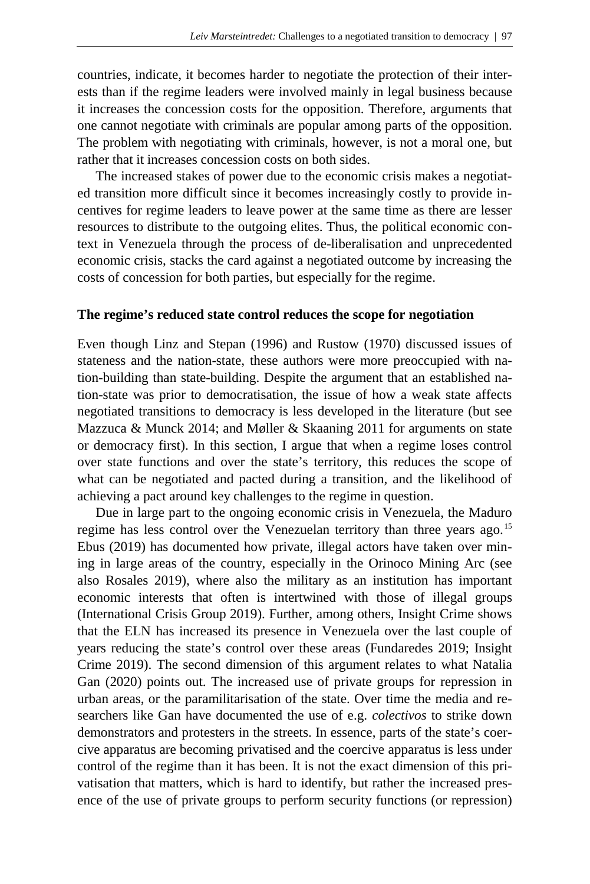countries, indicate, it becomes harder to negotiate the protection of their interests than if the regime leaders were involved mainly in legal business because it increases the concession costs for the opposition. Therefore, arguments that one cannot negotiate with criminals are popular among parts of the opposition. The problem with negotiating with criminals, however, is not a moral one, but rather that it increases concession costs on both sides.

The increased stakes of power due to the economic crisis makes a negotiated transition more difficult since it becomes increasingly costly to provide incentives for regime leaders to leave power at the same time as there are lesser resources to distribute to the outgoing elites. Thus, the political economic context in Venezuela through the process of de-liberalisation and unprecedented economic crisis, stacks the card against a negotiated outcome by increasing the costs of concession for both parties, but especially for the regime.

**The regime's reduced state control reduces the scope for negotiation**

Even though Linz and Stepan (1996) and Rustow (1970) discussed issues of stateness and the nation-state, these authors were more preoccupied with nation-building than state-building. Despite the argument that an established nation-state was prior to democratisation, the issue of how a weak state affects negotiated transitions to democracy is less developed in the literature (but see Mazzuca & Munck 2014; and Møller & Skaaning 2011 for arguments on state or democracy first). In this section, I argue that when a regime loses control over state functions and over the state's territory, this reduces the scope of what can be negotiated and pacted during a transition, and the likelihood of achieving a pact around key challenges to the regime in question.

Due in large part to the ongoing economic crisis in Venezuela, the Maduro regime has less control over the Venezuelan territory than three years ago.[15] Ebus (2019) has documented how private, illegal actors have taken over mining in large areas of the country, especially in the Orinoco Mining Arc (see also Rosales 2019), where also the military as an institution has important economic interests that often is intertwined with those of illegal groups (International Crisis Group 2019). Further, among others, Insight Crime shows that the ELN has increased its presence in Venezuela over the last couple of years reducing the state's control over these areas (Fundaredes 2019; Insight Crime 2019). The second dimension of this argument relates to what Natalia Gan (2020) points out. The increased use of private groups for repression in urban areas, or the paramilitarisation of the state. Over time the media and researchers like Gan have documented the use of e.g. *colectivos* to strike down demonstrators and protesters in the streets. In essence, parts of the state's coercive apparatus are becoming privatised and the coercive apparatus is less under control of the regime than it has been. It is not the exact dimension of this privatisation that matters, which is hard to identify, but rather the increased presence of the use of private groups to perform security functions (or repression)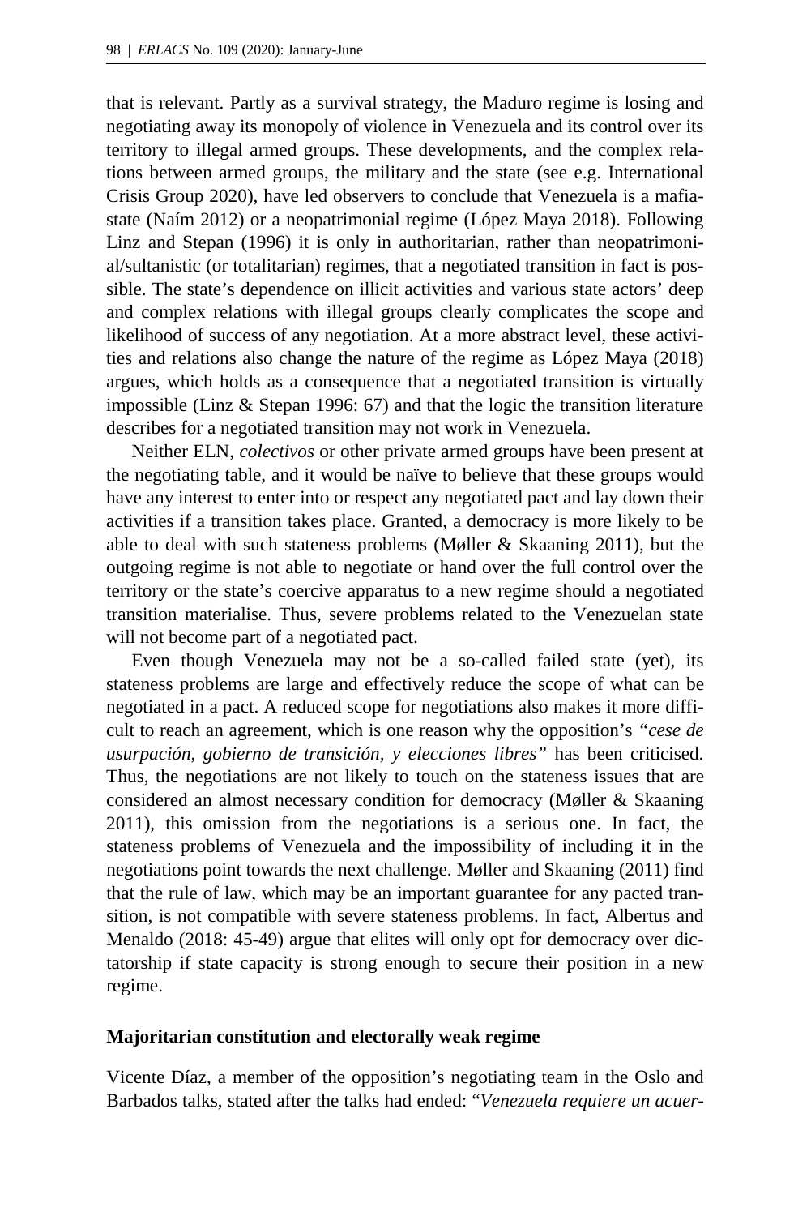that is relevant. Partly as a survival strategy, the Maduro regime is losing and negotiating away its monopoly of violence in Venezuela and its control over its territory to illegal armed groups. These developments, and the complex relations between armed groups, the military and the state (see e.g. International Crisis Group 2020), have led observers to conclude that Venezuela is a mafia-state (Naím 2012) or a neopatrimonial regime (López Maya 2018). Following Linz and Stepan (1996) it is only in authoritarian, rather than neopatrimonial/sultanistic (or totalitarian) regimes, that a negotiated transition in fact is possible. The state's dependence on illicit activities and various state actors' deep and complex relations with illegal groups clearly complicates the scope and likelihood of success of any negotiation. At a more abstract level, these activities and relations also change the nature of the regime as López Maya (2018) argues, which holds as a consequence that a negotiated transition is virtually impossible (Linz & Stepan 1996: 67) and that the logic the transition literature describes for a negotiated transition may not work in Venezuela.

Neither ELN, *colectivos* or other private armed groups have been present at the negotiating table, and it would be naïve to believe that these groups would have any interest to enter into or respect any negotiated pact and lay down their activities if a transition takes place. Granted, a democracy is more likely to be able to deal with such stateness problems (Møller & Skaaning 2011), but the outgoing regime is not able to negotiate or hand over the full control over the territory or the state's coercive apparatus to a new regime should a negotiated transition materialise. Thus, severe problems related to the Venezuelan state will not become part of a negotiated pact.

Even though Venezuela may not be a so-called failed state (yet), its stateness problems are large and effectively reduce the scope of what can be negotiated in a pact. A reduced scope for negotiations also makes it more difficult to reach an agreement, which is one reason why the opposition's *"cese de usurpación, gobierno de transición, y elecciones libres"* has been criticised. Thus, the negotiations are not likely to touch on the stateness issues that are considered an almost necessary condition for democracy (Møller & Skaaning 2011), this omission from the negotiations is a serious one. In fact, the stateness problems of Venezuela and the impossibility of including it in the negotiations point towards the next challenge. Møller and Skaaning (2011) find that the rule of law, which may be an important guarantee for any pacted transition, is not compatible with severe stateness problems. In fact, Albertus and Menaldo (2018: 45-49) argue that elites will only opt for democracy over dictatorship if state capacity is strong enough to secure their position in a new regime.

### Majoritarian constitution and electorally weak regime

Vicente Díaz, a member of the opposition's negotiating team in the Oslo and Barbados talks, stated after the talks had ended: "*Venezuela requiere un acuer-*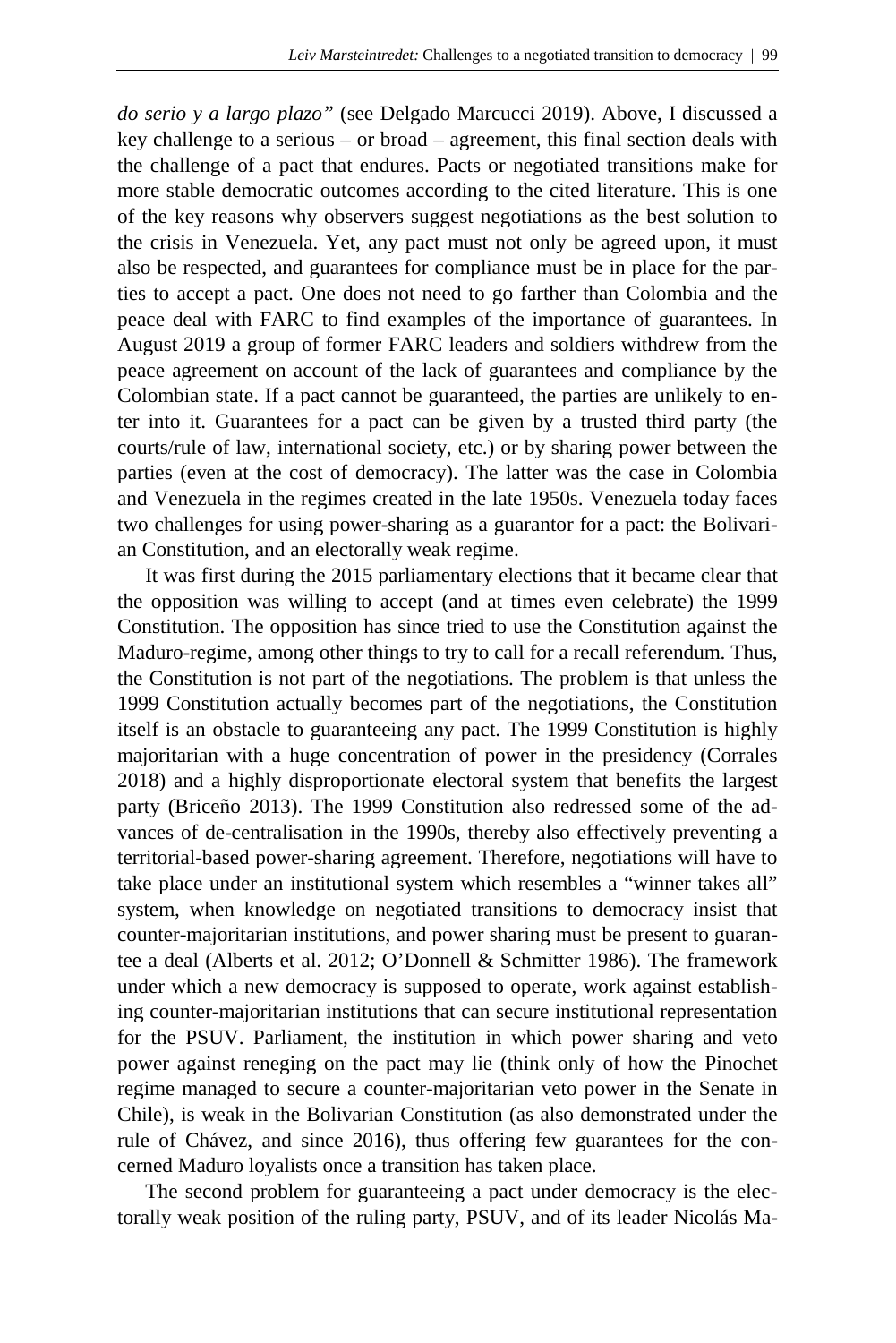*do serio y a largo plazo"* (see Delgado Marcucci 2019). Above, I discussed a key challenge to a serious – or broad – agreement, this final section deals with the challenge of a pact that endures. Pacts or negotiated transitions make for more stable democratic outcomes according to the cited literature. This is one of the key reasons why observers suggest negotiations as the best solution to the crisis in Venezuela. Yet, any pact must not only be agreed upon, it must also be respected, and guarantees for compliance must be in place for the parties to accept a pact. One does not need to go farther than Colombia and the peace deal with FARC to find examples of the importance of guarantees. In August 2019 a group of former FARC leaders and soldiers withdrew from the peace agreement on account of the lack of guarantees and compliance by the Colombian state. If a pact cannot be guaranteed, the parties are unlikely to enter into it. Guarantees for a pact can be given by a trusted third party (the courts/rule of law, international society, etc.) or by sharing power between the parties (even at the cost of democracy). The latter was the case in Colombia and Venezuela in the regimes created in the late 1950s. Venezuela today faces two challenges for using power-sharing as a guarantor for a pact: the Bolivarian Constitution, and an electorally weak regime.

It was first during the 2015 parliamentary elections that it became clear that the opposition was willing to accept (and at times even celebrate) the 1999 Constitution. The opposition has since tried to use the Constitution against the Maduro-regime, among other things to try to call for a recall referendum. Thus, the Constitution is not part of the negotiations. The problem is that unless the 1999 Constitution actually becomes part of the negotiations, the Constitution itself is an obstacle to guaranteeing any pact. The 1999 Constitution is highly majoritarian with a huge concentration of power in the presidency (Corrales 2018) and a highly disproportionate electoral system that benefits the largest party (Briceño 2013). The 1999 Constitution also redressed some of the advances of de-centralisation in the 1990s, thereby also effectively preventing a territorial-based power-sharing agreement. Therefore, negotiations will have to take place under an institutional system which resembles a "winner takes all" system, when knowledge on negotiated transitions to democracy insist that counter-majoritarian institutions, and power sharing must be present to guarantee a deal (Alberts et al. 2012; O'Donnell & Schmitter 1986). The framework under which a new democracy is supposed to operate, work against establishing counter-majoritarian institutions that can secure institutional representation for the PSUV. Parliament, the institution in which power sharing and veto power against reneging on the pact may lie (think only of how the Pinochet regime managed to secure a counter-majoritarian veto power in the Senate in Chile), is weak in the Bolivarian Constitution (as also demonstrated under the rule of Chávez, and since 2016), thus offering few guarantees for the concerned Maduro loyalists once a transition has taken place.

The second problem for guaranteeing a pact under democracy is the electorally weak position of the ruling party, PSUV, and of its leader Nicolás Ma-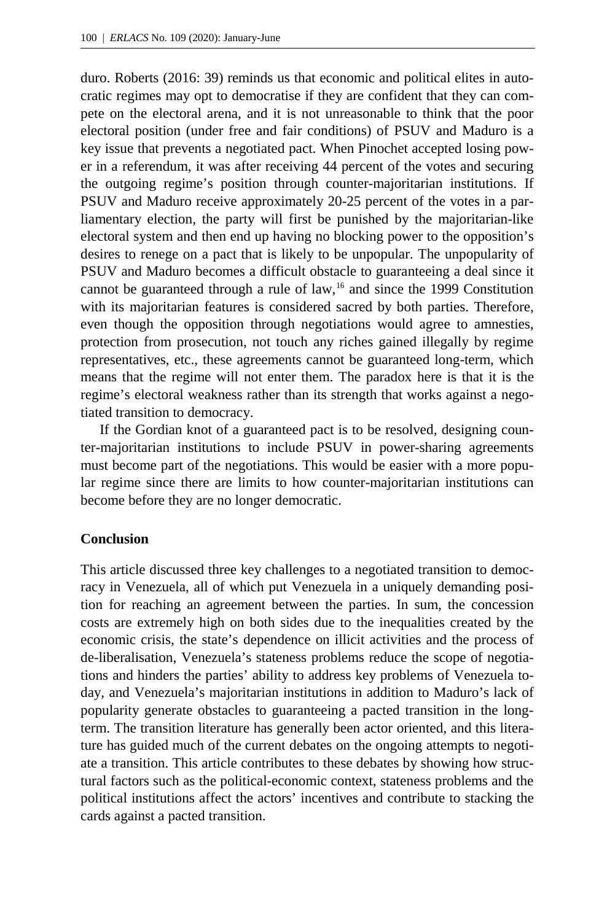duro. Roberts (2016: 39) reminds us that economic and political elites in autocratic regimes may opt to democratise if they are confident that they can compete on the electoral arena, and it is not unreasonable to think that the poor electoral position (under free and fair conditions) of PSUV and Maduro is a key issue that prevents a negotiated pact. When Pinochet accepted losing power in a referendum, it was after receiving 44 percent of the votes and securing the outgoing regime's position through counter-majoritarian institutions. If PSUV and Maduro receive approximately 20-25 percent of the votes in a parliamentary election, the party will first be punished by the majoritarian-like electoral system and then end up having no blocking power to the opposition's desires to renege on a pact that is likely to be unpopular. The unpopularity of PSUV and Maduro becomes a difficult obstacle to guaranteeing a deal since it cannot be guaranteed through a rule of law,[16] and since the 1999 Constitution with its majoritarian features is considered sacred by both parties. Therefore, even though the opposition through negotiations would agree to amnesties, protection from prosecution, not touch any riches gained illegally by regime representatives, etc., these agreements cannot be guaranteed long-term, which means that the regime will not enter them. The paradox here is that it is the regime's electoral weakness rather than its strength that works against a negotiated transition to democracy.

If the Gordian knot of a guaranteed pact is to be resolved, designing counter-majoritarian institutions to include PSUV in power-sharing agreements must become part of the negotiations. This would be easier with a more popular regime since there are limits to how counter-majoritarian institutions can become before they are no longer democratic.

## Conclusion

This article discussed three key challenges to a negotiated transition to democracy in Venezuela, all of which put Venezuela in a uniquely demanding position for reaching an agreement between the parties. In sum, the concession costs are extremely high on both sides due to the inequalities created by the economic crisis, the state's dependence on illicit activities and the process of de-liberalisation, Venezuela's stateness problems reduce the scope of negotiations and hinders the parties' ability to address key problems of Venezuela today, and Venezuela's majoritarian institutions in addition to Maduro's lack of popularity generate obstacles to guaranteeing a pacted transition in the long-term. The transition literature has generally been actor oriented, and this literature has guided much of the current debates on the ongoing attempts to negotiate a transition. This article contributes to these debates by showing how structural factors such as the political-economic context, stateness problems and the political institutions affect the actors' incentives and contribute to stacking the cards against a pacted transition.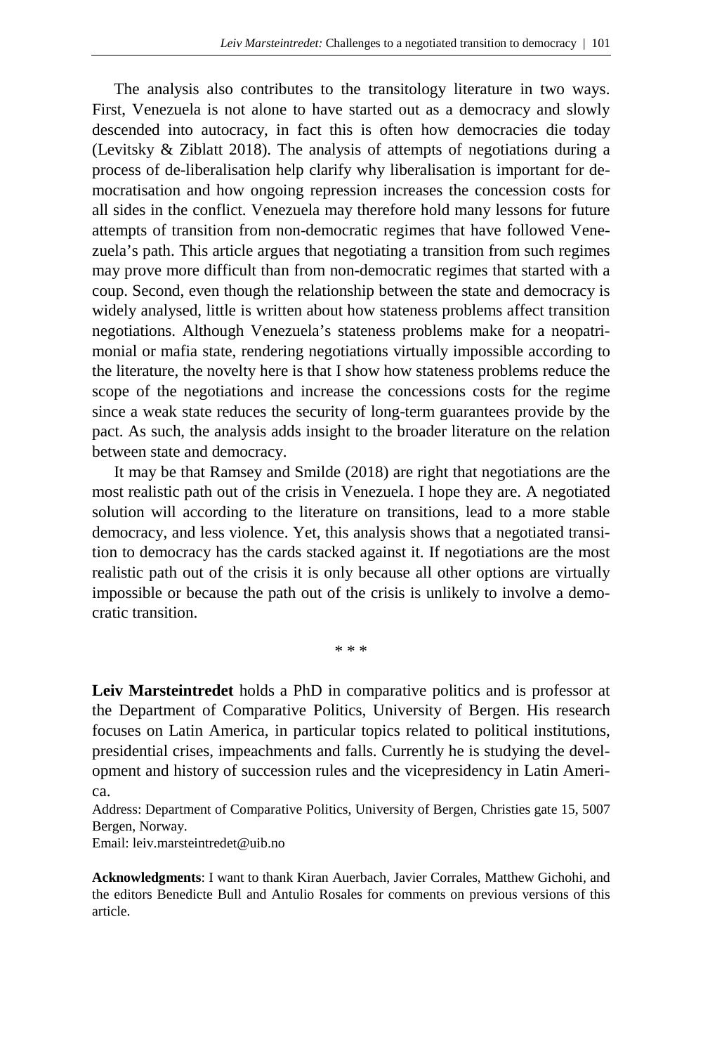The analysis also contributes to the transitology literature in two ways. First, Venezuela is not alone to have started out as a democracy and slowly descended into autocracy, in fact this is often how democracies die today (Levitsky & Ziblatt 2018). The analysis of attempts of negotiations during a process of de-liberalisation help clarify why liberalisation is important for democratisation and how ongoing repression increases the concession costs for all sides in the conflict. Venezuela may therefore hold many lessons for future attempts of transition from non-democratic regimes that have followed Venezuela's path. This article argues that negotiating a transition from such regimes may prove more difficult than from non-democratic regimes that started with a coup. Second, even though the relationship between the state and democracy is widely analysed, little is written about how stateness problems affect transition negotiations. Although Venezuela's stateness problems make for a neopatrimonial or mafia state, rendering negotiations virtually impossible according to the literature, the novelty here is that I show how stateness problems reduce the scope of the negotiations and increase the concessions costs for the regime since a weak state reduces the security of long-term guarantees provide by the pact. As such, the analysis adds insight to the broader literature on the relation between state and democracy.

It may be that Ramsey and Smilde (2018) are right that negotiations are the most realistic path out of the crisis in Venezuela. I hope they are. A negotiated solution will according to the literature on transitions, lead to a more stable democracy, and less violence. Yet, this analysis shows that a negotiated transition to democracy has the cards stacked against it. If negotiations are the most realistic path out of the crisis it is only because all other options are virtually impossible or because the path out of the crisis is unlikely to involve a democratic transition.

\* \* \*

**Leiv Marsteintredet** holds a PhD in comparative politics and is professor at the Department of Comparative Politics, University of Bergen. His research focuses on Latin America, in particular topics related to political institutions, presidential crises, impeachments and falls. Currently he is studying the development and history of succession rules and the vicepresidency in Latin America.

Address: Department of Comparative Politics, University of Bergen, Christies gate 15, 5007 Bergen, Norway.

Email: leiv.marsteintredet@uib.no

**Acknowledgments**: I want to thank Kiran Auerbach, Javier Corrales, Matthew Gichohi, and the editors Benedicte Bull and Antulio Rosales for comments on previous versions of this article.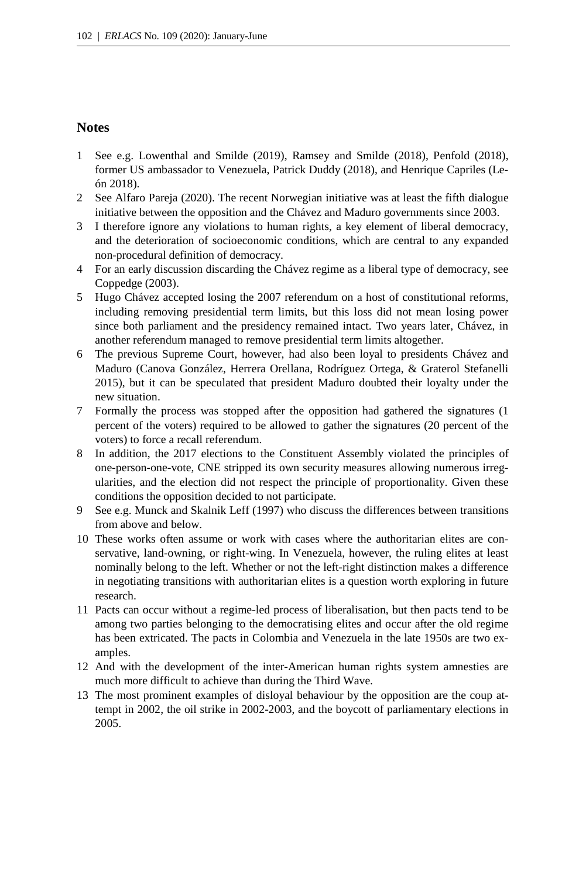## Notes

1. See e.g. Lowenthal and Smilde (2019), Ramsey and Smilde (2018), Penfold (2018), former US ambassador to Venezuela, Patrick Duddy (2018), and Henrique Capriles (León 2018).
2. See Alfaro Pareja (2020). The recent Norwegian initiative was at least the fifth dialogue initiative between the opposition and the Chávez and Maduro governments since 2003.
3. I therefore ignore any violations to human rights, a key element of liberal democracy, and the deterioration of socioeconomic conditions, which are central to any expanded non-procedural definition of democracy.
4. For an early discussion discarding the Chávez regime as a liberal type of democracy, see Coppedge (2003).
5. Hugo Chávez accepted losing the 2007 referendum on a host of constitutional reforms, including removing presidential term limits, but this loss did not mean losing power since both parliament and the presidency remained intact. Two years later, Chávez, in another referendum managed to remove presidential term limits altogether.
6. The previous Supreme Court, however, had also been loyal to presidents Chávez and Maduro (Canova González, Herrera Orellana, Rodríguez Ortega, & Graterol Stefanelli 2015), but it can be speculated that president Maduro doubted their loyalty under the new situation.
7. Formally the process was stopped after the opposition had gathered the signatures (1 percent of the voters) required to be allowed to gather the signatures (20 percent of the voters) to force a recall referendum.
8. In addition, the 2017 elections to the Constituent Assembly violated the principles of one-person-one-vote, CNE stripped its own security measures allowing numerous irregularities, and the election did not respect the principle of proportionality. Given these conditions the opposition decided to not participate.
9. See e.g. Munck and Skalnik Leff (1997) who discuss the differences between transitions from above and below.
10. These works often assume or work with cases where the authoritarian elites are conservative, land-owning, or right-wing. In Venezuela, however, the ruling elites at least nominally belong to the left. Whether or not the left-right distinction makes a difference in negotiating transitions with authoritarian elites is a question worth exploring in future research.
11. Pacts can occur without a regime-led process of liberalisation, but then pacts tend to be among two parties belonging to the democratising elites and occur after the old regime has been extricated. The pacts in Colombia and Venezuela in the late 1950s are two examples.
12. And with the development of the inter-American human rights system amnesties are much more difficult to achieve than during the Third Wave.
13. The most prominent examples of disloyal behaviour by the opposition are the coup attempt in 2002, the oil strike in 2002-2003, and the boycott of parliamentary elections in 2005.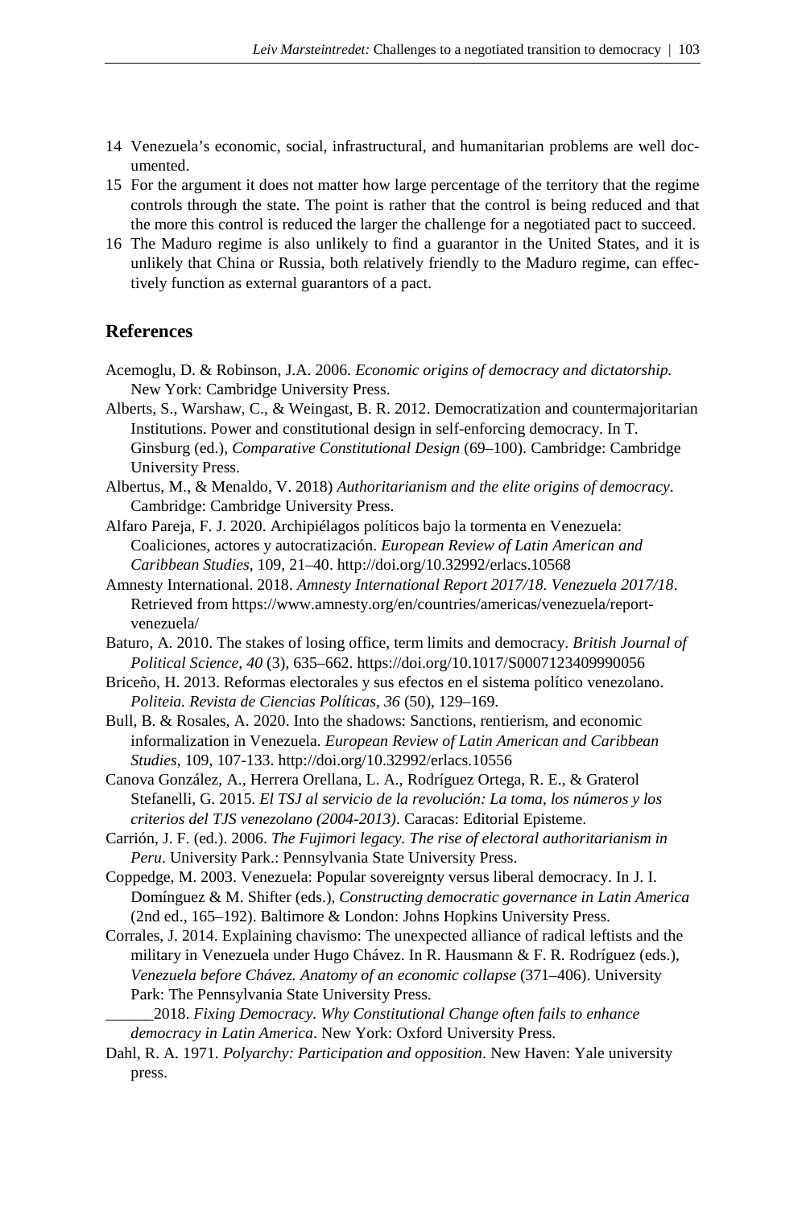14 Venezuela's economic, social, infrastructural, and humanitarian problems are well documented.

15 For the argument it does not matter how large percentage of the territory that the regime controls through the state. The point is rather that the control is being reduced and that the more this control is reduced the larger the challenge for a negotiated pact to succeed.

16 The Maduro regime is also unlikely to find a guarantor in the United States, and it is unlikely that China or Russia, both relatively friendly to the Maduro regime, can effectively function as external guarantors of a pact.

## References

Acemoglu, D. & Robinson, J.A. 2006. *Economic origins of democracy and dictatorship.* New York: Cambridge University Press.

Alberts, S., Warshaw, C., & Weingast, B. R. 2012. Democratization and countermajoritarian Institutions. Power and constitutional design in self-enforcing democracy. In T. Ginsburg (ed.), *Comparative Constitutional Design* (69–100). Cambridge: Cambridge University Press.

Albertus, M., & Menaldo, V. 2018) *Authoritarianism and the elite origins of democracy*. Cambridge: Cambridge University Press.

Alfaro Pareja, F. J. 2020. Archipiélagos políticos bajo la tormenta en Venezuela: Coaliciones, actores y autocratización. *European Review of Latin American and Caribbean Studies*, 109, 21–40. http://doi.org/10.32992/erlacs.10568

Amnesty International. 2018. *Amnesty International Report 2017/18. Venezuela 2017/18*. Retrieved from https://www.amnesty.org/en/countries/americas/venezuela/report-venezuela/

Baturo, A. 2010. The stakes of losing office, term limits and democracy. *British Journal of Political Science, 40* (3), 635–662. https://doi.org/10.1017/S0007123409990056

Briceño, H. 2013. Reformas electorales y sus efectos en el sistema político venezolano. *Politeia. Revista de Ciencias Políticas, 36* (50), 129–169.

Bull, B. & Rosales, A. 2020. Into the shadows: Sanctions, rentierism, and economic informalization in Venezuela. *European Review of Latin American and Caribbean Studies*, 109, 107-133. http://doi.org/10.32992/erlacs.10556

Canova González, A., Herrera Orellana, L. A., Rodríguez Ortega, R. E., & Graterol Stefanelli, G. 2015. *El TSJ al servicio de la revolución: La toma, los números y los criterios del TJS venezolano (2004-2013)*. Caracas: Editorial Episteme.

Carrión, J. F. (ed.). 2006. *The Fujimori legacy. The rise of electoral authoritarianism in Peru*. University Park.: Pennsylvania State University Press.

Coppedge, M. 2003. Venezuela: Popular sovereignty versus liberal democracy. In J. I. Domínguez & M. Shifter (eds.), *Constructing democratic governance in Latin America* (2nd ed., 165–192). Baltimore & London: Johns Hopkins University Press.

Corrales, J. 2014. Explaining chavismo: The unexpected alliance of radical leftists and the military in Venezuela under Hugo Chávez. In R. Hausmann & F. R. Rodríguez (eds.), *Venezuela before Chávez. Anatomy of an economic collapse* (371–406). University Park: The Pennsylvania State University Press.

______2018. *Fixing Democracy. Why Constitutional Change often fails to enhance democracy in Latin America*. New York: Oxford University Press.

Dahl, R. A. 1971. *Polyarchy: Participation and opposition*. New Haven: Yale university press.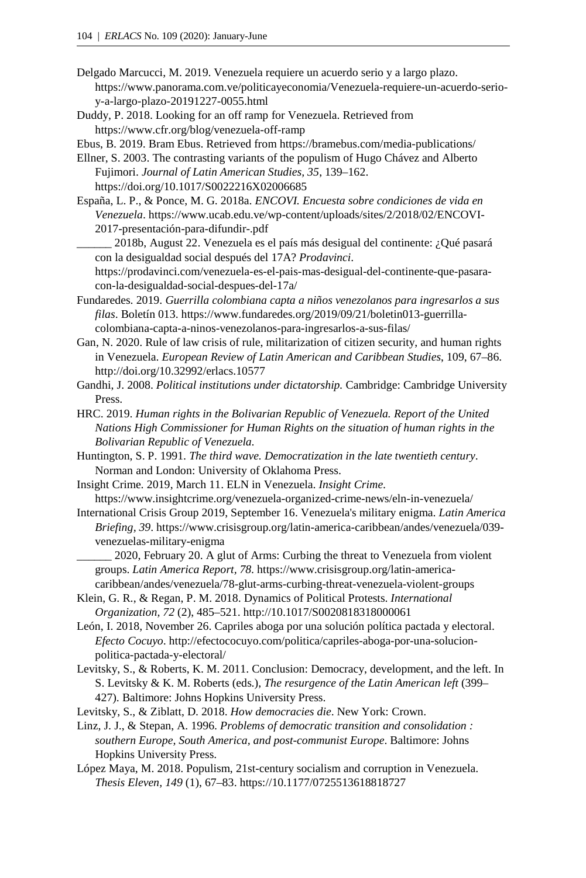Delgado Marcucci, M. 2019. Venezuela requiere un acuerdo serio y a largo plazo. https://www.panorama.com.ve/politicayeconomia/Venezuela-requiere-un-acuerdo-serio-y-a-largo-plazo-20191227-0055.html

Duddy, P. 2018. Looking for an off ramp for Venezuela. Retrieved from https://www.cfr.org/blog/venezuela-off-ramp

Ebus, B. 2019. Bram Ebus. Retrieved from https://bramebus.com/media-publications/

Ellner, S. 2003. The contrasting variants of the populism of Hugo Chávez and Alberto Fujimori. *Journal of Latin American Studies, 35*, 139–162. https://doi.org/10.1017/S0022216X02006685

España, L. P., & Ponce, M. G. 2018a. *ENCOVI. Encuesta sobre condiciones de vida en Venezuela*. https://www.ucab.edu.ve/wp-content/uploads/sites/2/2018/02/ENCOVI-2017-presentación-para-difundir-.pdf

\_\_\_\_\_\_ 2018b, August 22. Venezuela es el país más desigual del continente: ¿Qué pasará con la desigualdad social después del 17A? *Prodavinci*. https://prodavinci.com/venezuela-es-el-pais-mas-desigual-del-continente-que-pasara-con-la-desigualdad-social-despues-del-17a/

Fundaredes. 2019. *Guerrilla colombiana capta a niños venezolanos para ingresarlos a sus filas*. Boletín 013. https://www.fundaredes.org/2019/09/21/boletin013-guerrilla-colombiana-capta-a-ninos-venezolanos-para-ingresarlos-a-sus-filas/

Gan, N. 2020. Rule of law crisis of rule, militarization of citizen security, and human rights in Venezuela. *European Review of Latin American and Caribbean Studies*, 109, 67–86. http://doi.org/10.32992/erlacs.10577

Gandhi, J. 2008. *Political institutions under dictatorship.* Cambridge: Cambridge University Press.

HRC. 2019. *Human rights in the Bolivarian Republic of Venezuela. Report of the United Nations High Commissioner for Human Rights on the situation of human rights in the Bolivarian Republic of Venezuela*.

Huntington, S. P. 1991. *The third wave. Democratization in the late twentieth century*. Norman and London: University of Oklahoma Press.

Insight Crime. 2019, March 11. ELN in Venezuela. *Insight Crime*. https://www.insightcrime.org/venezuela-organized-crime-news/eln-in-venezuela/

International Crisis Group 2019, September 16. Venezuela's military enigma. *Latin America Briefing, 39*. https://www.crisisgroup.org/latin-america-caribbean/andes/venezuela/039-venezuelas-military-enigma

\_\_\_\_\_\_ 2020, February 20. A glut of Arms: Curbing the threat to Venezuela from violent groups. *Latin America Report, 78*. https://www.crisisgroup.org/latin-america-caribbean/andes/venezuela/78-glut-arms-curbing-threat-venezuela-violent-groups

Klein, G. R., & Regan, P. M. 2018. Dynamics of Political Protests. *International Organization, 72* (2), 485–521. http://10.1017/S0020818318000061

León, I. 2018, November 26. Capriles aboga por una solución política pactada y electoral. *Efecto Cocuyo*. http://efectococuyo.com/politica/capriles-aboga-por-una-solucion-politica-pactada-y-electoral/

Levitsky, S., & Roberts, K. M. 2011. Conclusion: Democracy, development, and the left. In S. Levitsky & K. M. Roberts (eds.), *The resurgence of the Latin American left* (399–427). Baltimore: Johns Hopkins University Press.

Levitsky, S., & Ziblatt, D. 2018. *How democracies die*. New York: Crown.

Linz, J. J., & Stepan, A. 1996. *Problems of democratic transition and consolidation : southern Europe, South America, and post-communist Europe*. Baltimore: Johns Hopkins University Press.

López Maya, M. 2018. Populism, 21st-century socialism and corruption in Venezuela. *Thesis Eleven, 149* (1), 67–83. https://10.1177/0725513618818727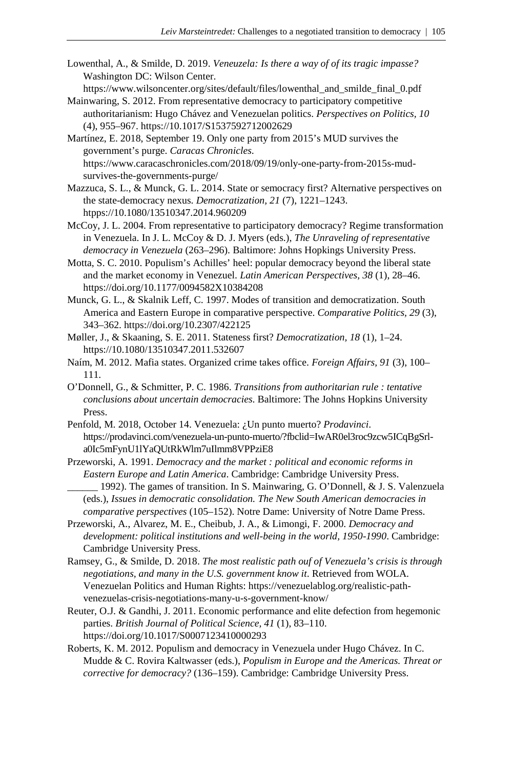Lowenthal, A., & Smilde, D. 2019. *Veneuzela: Is there a way of of its tragic impasse?* Washington DC: Wilson Center. https://www.wilsoncenter.org/sites/default/files/lowenthal_and_smilde_final_0.pdf

Mainwaring, S. 2012. From representative democracy to participatory competitive authoritarianism: Hugo Chávez and Venezuelan politics. *Perspectives on Politics, 10* (4), 955–967. https://10.1017/S1537592712002629

Martínez, E. 2018, September 19. Only one party from 2015's MUD survives the government's purge. *Caracas Chronicles.* https://www.caracaschronicles.com/2018/09/19/only-one-party-from-2015s-mud-survives-the-governments-purge/

Mazzuca, S. L., & Munck, G. L. 2014. State or semocracy first? Alternative perspectives on the state-democracy nexus. *Democratization, 21* (7), 1221–1243. htpps://10.1080/13510347.2014.960209

McCoy, J. L. 2004. From representative to participatory democracy? Regime transformation in Venezuela. In J. L. McCoy & D. J. Myers (eds.), *The Unraveling of representative democracy in Venezuela* (263–296). Baltimore: Johns Hopkings University Press.

Motta, S. C. 2010. Populism's Achilles' heel: popular democracy beyond the liberal state and the market economy in Venezuel. *Latin American Perspectives, 38* (1), 28–46. https://doi.org/10.1177/0094582X10384208

Munck, G. L., & Skalnik Leff, C. 1997. Modes of transition and democratization. South America and Eastern Europe in comparative perspective. *Comparative Politics, 29* (3), 343–362. https://doi.org/10.2307/422125

Møller, J., & Skaaning, S. E. 2011. Stateness first? *Democratization, 18* (1), 1–24. https://10.1080/13510347.2011.532607

Naím, M. 2012. Mafia states. Organized crime takes office. *Foreign Affairs, 91* (3), 100–111.

O'Donnell, G., & Schmitter, P. C. 1986. *Transitions from authoritarian rule : tentative conclusions about uncertain democracies.* Baltimore: The Johns Hopkins University Press.

Penfold, M. 2018, October 14. Venezuela: ¿Un punto muerto? *Prodavinci.* https://prodavinci.com/venezuela-un-punto-muerto/?fbclid=IwAR0el3roc9zcw5ICqBgSrl-a0Ic5mFynU1lYaQUtRkWlm7uIlmm8VPPziE8

Przeworski, A. 1991. *Democracy and the market : political and economic reforms in Eastern Europe and Latin America*. Cambridge: Cambridge University Press.

______ 1992). The games of transition. In S. Mainwaring, G. O'Donnell, & J. S. Valenzuela (eds.), *Issues in democratic consolidation. The New South American democracies in comparative perspectives* (105–152). Notre Dame: University of Notre Dame Press.

Przeworski, A., Alvarez, M. E., Cheibub, J. A., & Limongi, F. 2000. *Democracy and development: political institutions and well-being in the world, 1950-1990*. Cambridge: Cambridge University Press.

Ramsey, G., & Smilde, D. 2018. *The most realistic path ouf of Venezuela's crisis is through negotiations, and many in the U.S. government know it*. Retrieved from WOLA. Venezuelan Politics and Human Rights: https://venezuelablog.org/realistic-path-venezuelas-crisis-negotiations-many-u-s-government-know/

Reuter, O.J. & Gandhi, J. 2011. Economic performance and elite defection from hegemonic parties. *British Journal of Political Science, 41* (1), 83–110. https://doi.org/10.1017/S0007123410000293

Roberts, K. M. 2012. Populism and democracy in Venezuela under Hugo Chávez. In C. Mudde & C. Rovira Kaltwasser (eds.), *Populism in Europe and the Americas. Threat or corrective for democracy?* (136–159). Cambridge: Cambridge University Press.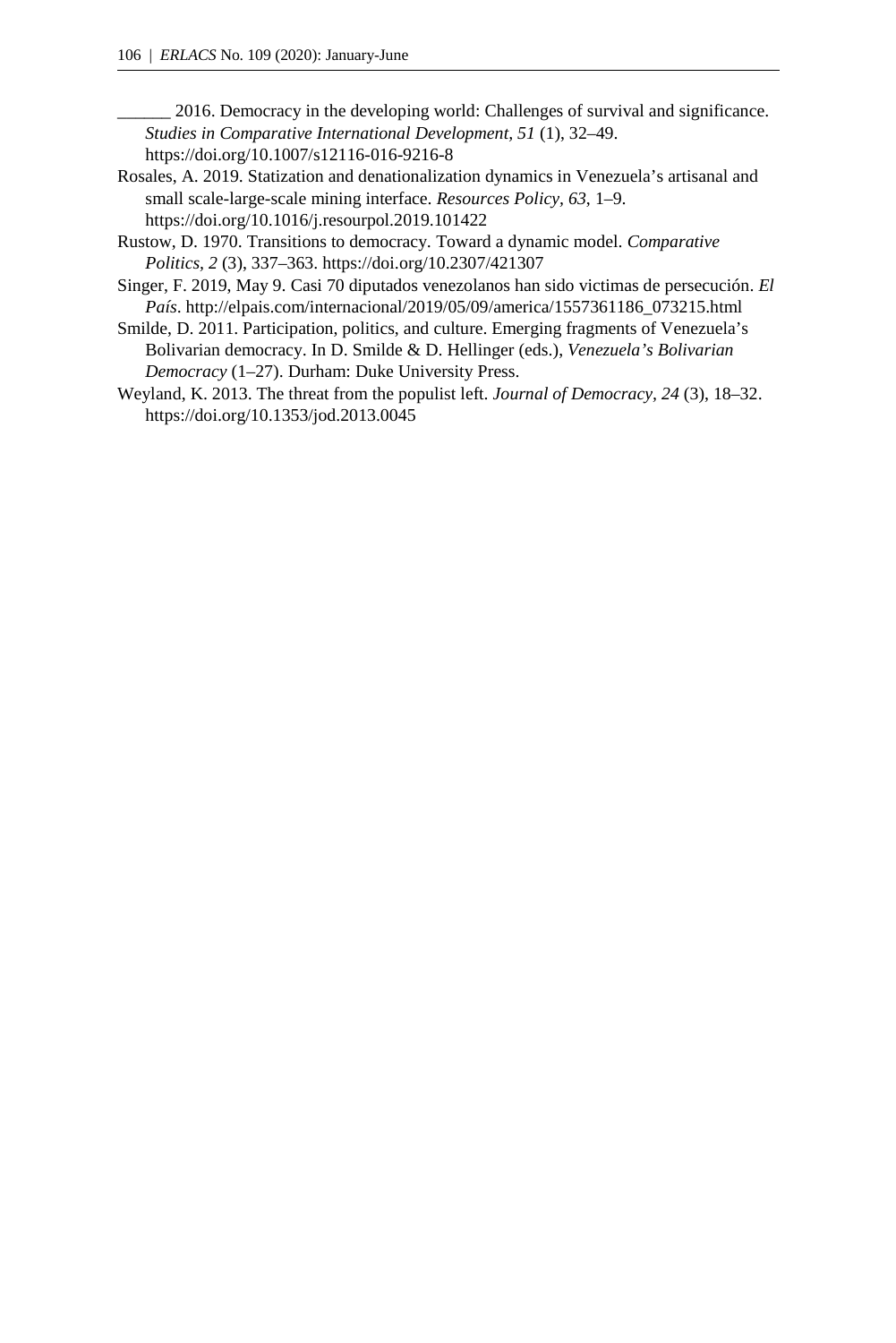______ 2016. Democracy in the developing world: Challenges of survival and significance. *Studies in Comparative International Development*, *51* (1), 32–49. https://doi.org/10.1007/s12116-016-9216-8

Rosales, A. 2019. Statization and denationalization dynamics in Venezuela's artisanal and small scale-large-scale mining interface. *Resources Policy*, *63*, 1–9. https://doi.org/10.1016/j.resourpol.2019.101422

Rustow, D. 1970. Transitions to democracy. Toward a dynamic model. *Comparative Politics*, *2* (3), 337–363. https://doi.org/10.2307/421307

Singer, F. 2019, May 9. Casi 70 diputados venezolanos han sido victimas de persecución. *El País*. http://elpais.com/internacional/2019/05/09/america/1557361186_073215.html

Smilde, D. 2011. Participation, politics, and culture. Emerging fragments of Venezuela's Bolivarian democracy. In D. Smilde & D. Hellinger (eds.), *Venezuela's Bolivarian Democracy* (1–27). Durham: Duke University Press.

Weyland, K. 2013. The threat from the populist left. *Journal of Democracy*, *24* (3), 18–32. https://doi.org/10.1353/jod.2013.0045